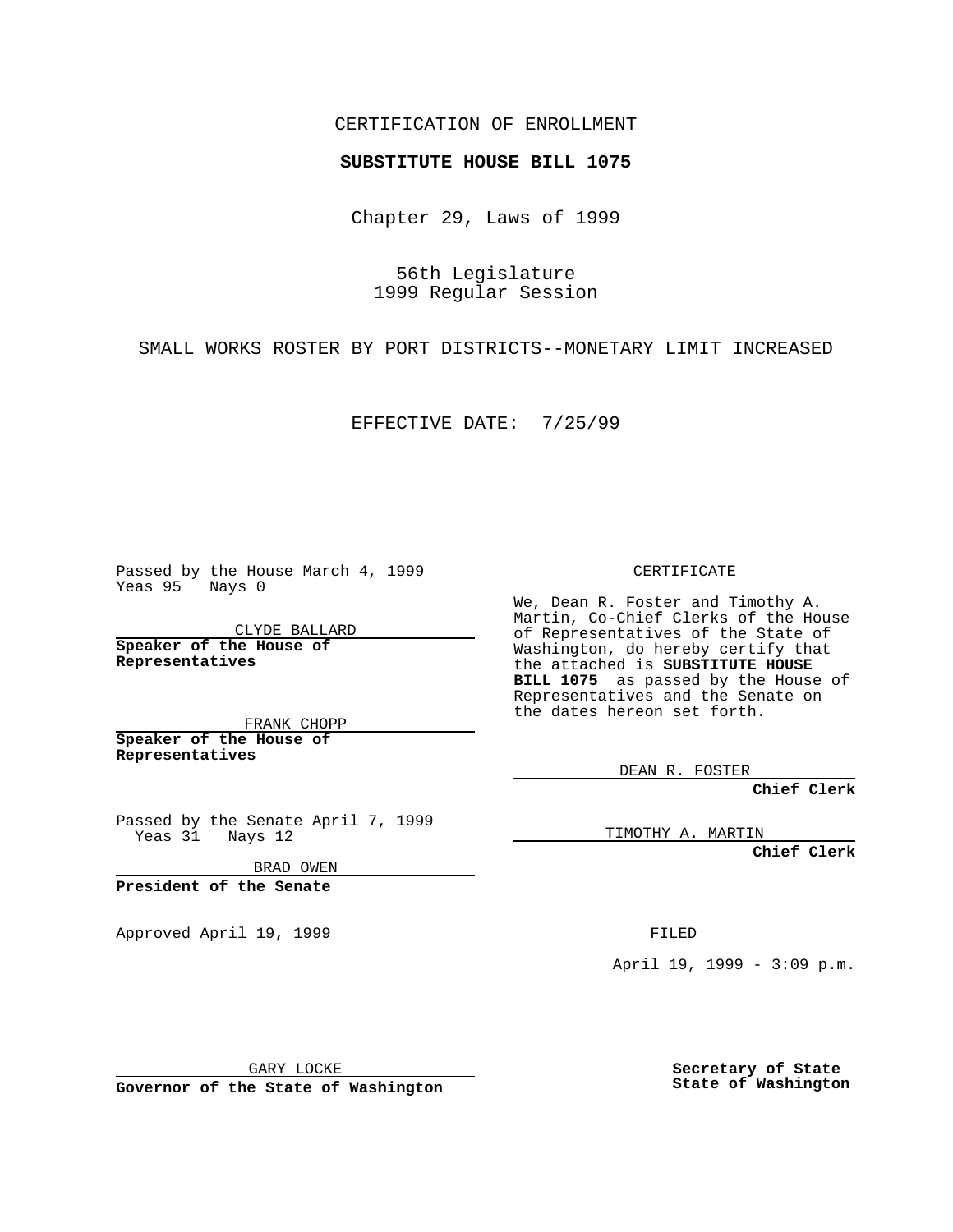CERTIFICATION OF ENROLLMENT

**SUBSTITUTE HOUSE BILL 1075**

Chapter 29, Laws of 1999

56th Legislature
1999 Regular Session

SMALL WORKS ROSTER BY PORT DISTRICTS--MONETARY LIMIT INCREASED

EFFECTIVE DATE: 7/25/99

Passed by the House March 4, 1999
Yeas 95 Nays 0

CLYDE BALLARD

**Speaker of the House of Representatives**

FRANK CHOPP

**Speaker of the House of Representatives**

Passed by the Senate April 7, 1999
Yeas 31 Nays 12

BRAD OWEN

**President of the Senate**

Approved April 19, 1999

GARY LOCKE

**Governor of the State of Washington**

CERTIFICATE

We, Dean R. Foster and Timothy A. Martin, Co-Chief Clerks of the House of Representatives of the State of Washington, do hereby certify that the attached is **SUBSTITUTE HOUSE BILL 1075** as passed by the House of Representatives and the Senate on the dates hereon set forth.

DEAN R. FOSTER

**Chief Clerk**

TIMOTHY A. MARTIN

**Chief Clerk**

FILED

April 19, 1999 - 3:09 p.m.

**Secretary of State**
**State of Washington**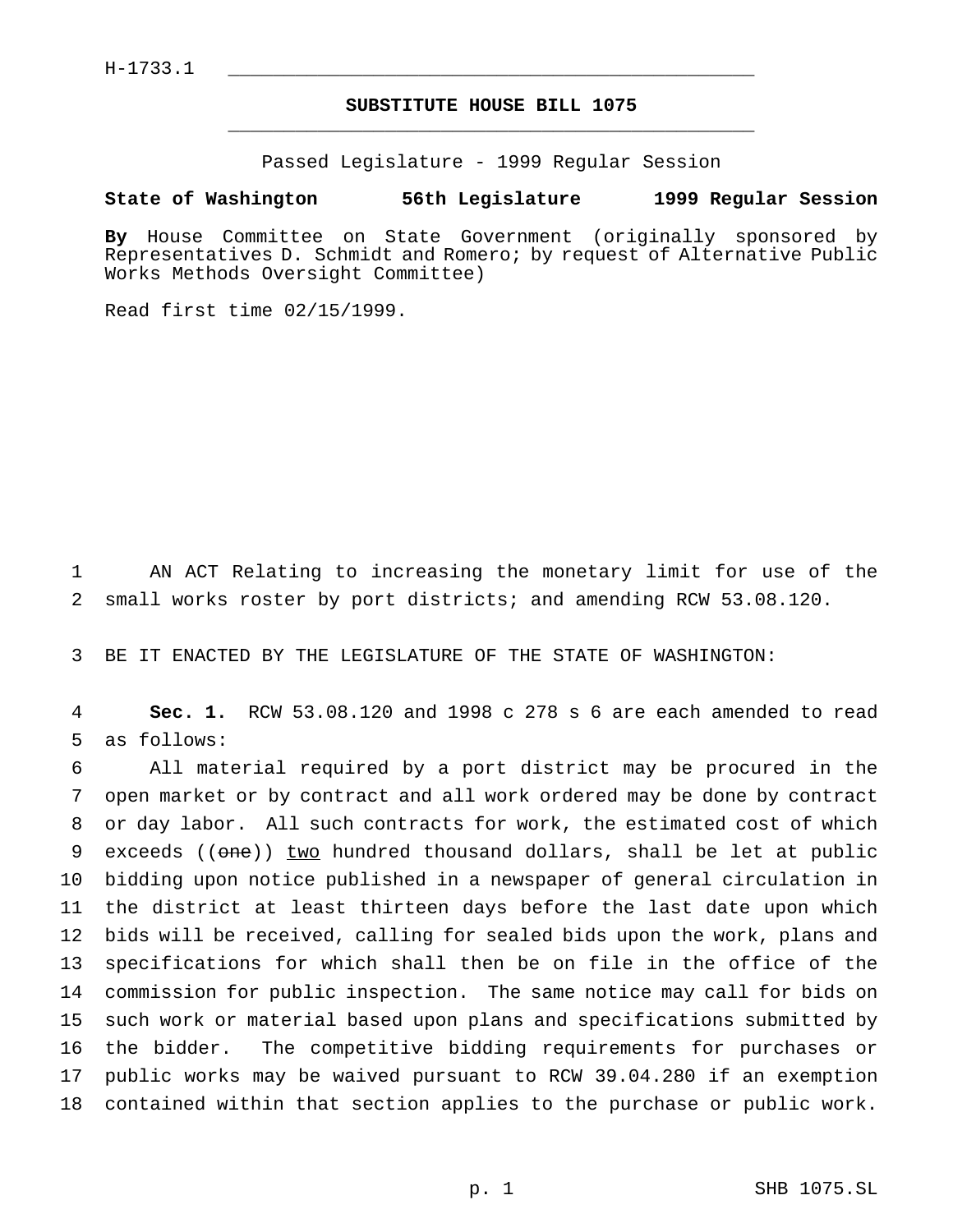H-1733.1

# SUBSTITUTE HOUSE BILL 1075

Passed Legislature - 1999 Regular Session

**State of Washington 56th Legislature 1999 Regular Session**

**By** House Committee on State Government (originally sponsored by Representatives D. Schmidt and Romero; by request of Alternative Public Works Methods Oversight Committee)

Read first time 02/15/1999.

1 AN ACT Relating to increasing the monetary limit for use of the
2 small works roster by port districts; and amending RCW 53.08.120.

3 BE IT ENACTED BY THE LEGISLATURE OF THE STATE OF WASHINGTON:

4 **Sec. 1.** RCW 53.08.120 and 1998 c 278 s 6 are each amended to read
5 as follows:
6 All material required by a port district may be procured in the
7 open market or by contract and all work ordered may be done by contract
8 or day labor. All such contracts for work, the estimated cost of which
9 exceeds ((~~one~~)) <u>two</u> hundred thousand dollars, shall be let at public
10 bidding upon notice published in a newspaper of general circulation in
11 the district at least thirteen days before the last date upon which
12 bids will be received, calling for sealed bids upon the work, plans and
13 specifications for which shall then be on file in the office of the
14 commission for public inspection. The same notice may call for bids on
15 such work or material based upon plans and specifications submitted by
16 the bidder. The competitive bidding requirements for purchases or
17 public works may be waived pursuant to RCW 39.04.280 if an exemption
18 contained within that section applies to the purchase or public work.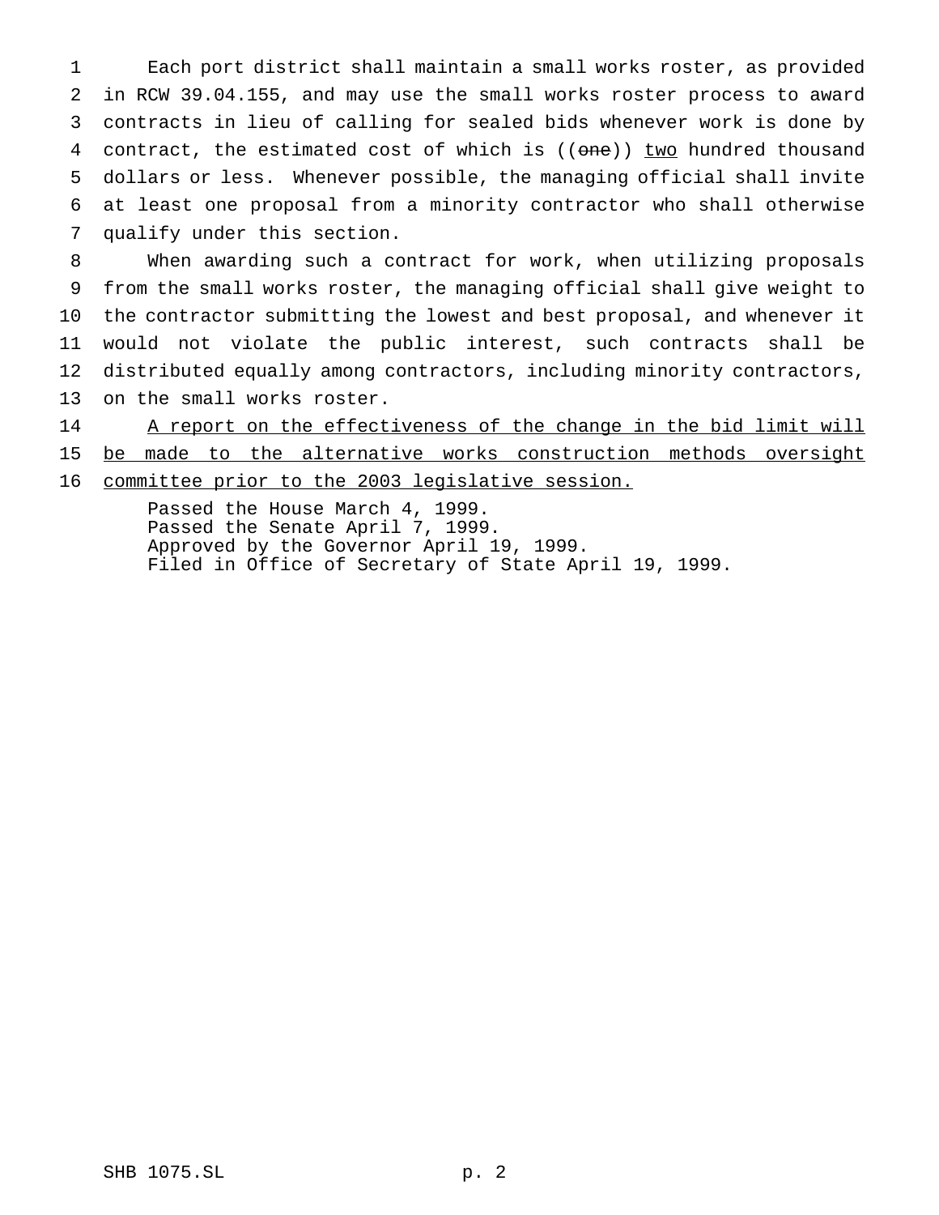Each port district shall maintain a small works roster, as provided in RCW 39.04.155, and may use the small works roster process to award contracts in lieu of calling for sealed bids whenever work is done by contract, the estimated cost of which is ((~~one~~)) <u>two</u> hundred thousand dollars or less. Whenever possible, the managing official shall invite at least one proposal from a minority contractor who shall otherwise qualify under this section.

When awarding such a contract for work, when utilizing proposals from the small works roster, the managing official shall give weight to the contractor submitting the lowest and best proposal, and whenever it would not violate the public interest, such contracts shall be distributed equally among contractors, including minority contractors, on the small works roster.

<u>A report on the effectiveness of the change in the bid limit will be made to the alternative works construction methods oversight committee prior to the 2003 legislative session.</u>

Passed the House March 4, 1999.
Passed the Senate April 7, 1999.
Approved by the Governor April 19, 1999.
Filed in Office of Secretary of State April 19, 1999.